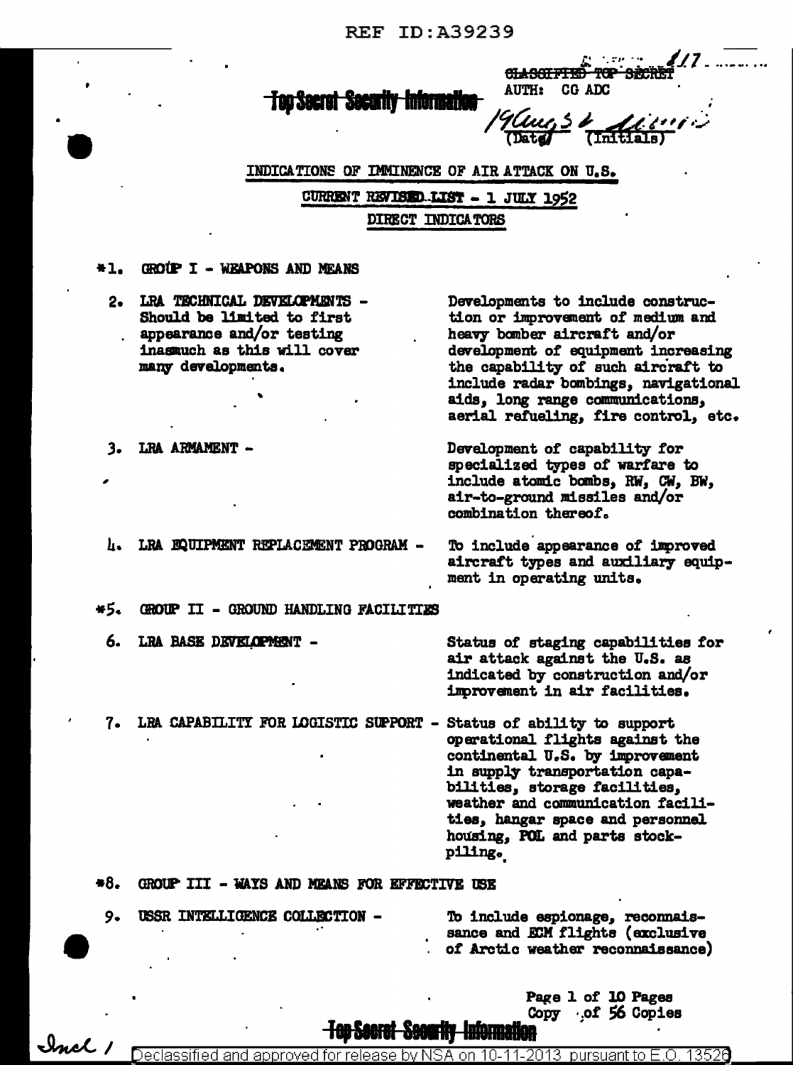REF ID:A39239

CLASSIFIED TOP SECRET
AUTH: CG ADC
19 Aug 52 (Date) (Initials)

**Top Secret Security Information**

## INDICATIONS OF IMMINENCE OF AIR ATTACK ON U.S.

### CURRENT REVISED LIST - 1 JULY 1952

### DIRECT INDICATORS

*1. GROUP I - WEAPONS AND MEANS

2. LRA TECHNICAL DEVELOPMENTS - Should be limited to first appearance and/or testing inasmuch as this will cover many developments. — Developments to include construction or improvement of medium and heavy bomber aircraft and/or development of equipment increasing the capability of such aircraft to include radar bombings, navigational aids, long range communications, aerial refueling, fire control, etc.

3. LRA ARMAMENT - — Development of capability for specialized types of warfare to include atomic bombs, RW, CW, BW, air-to-ground missiles and/or combination thereof.

4. LRA EQUIPMENT REPLACEMENT PROGRAM - — To include appearance of improved aircraft types and auxiliary equipment in operating units.

*5. GROUP II - GROUND HANDLING FACILITIES

6. LRA BASE DEVELOPMENT - — Status of staging capabilities for air attack against the U.S. as indicated by construction and/or improvement in air facilities.

7. LRA CAPABILITY FOR LOGISTIC SUPPORT - — Status of ability to support operational flights against the continental U.S. by improvement in supply transportation capabilities, storage facilities, weather and communication facilities, hangar space and personnel housing, POL and parts stockpiling.

*8. GROUP III - WAYS AND MEANS FOR EFFECTIVE USE

9. USSR INTELLIGENCE COLLECTION - — To include espionage, reconnaissance and ECM flights (exclusive of Arctic weather reconnaissance)

Copy of 56 Copies

**Top Secret Security Information**

Incl 1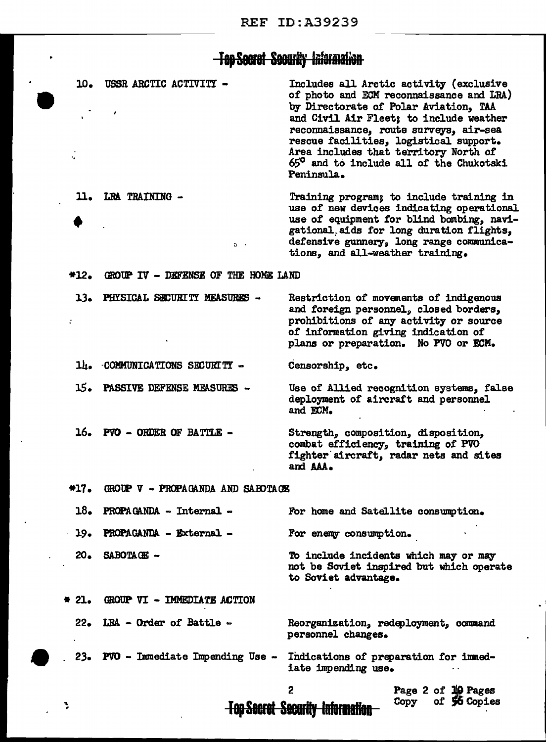**Top Secret Security Information**

10. USSR ARCTIC ACTIVITY - Includes all Arctic activity (exclusive of photo and ECM reconnaissance and LRA) by Directorate of Polar Aviation, TAA and Civil Air Fleet; to include weather reconnaissance, route surveys, air-sea rescue facilities, logistical support. Area includes that territory North of 65° and to include all of the Chukotski Peninsula.

11. LRA TRAINING - Training program; to include training in use of new devices indicating operational use of equipment for blind bombing, navigational aids for long duration flights, defensive gunnery, long range communications, and all-weather training.

*12. GROUP IV - DEFENSE OF THE HOME LAND

13. PHYSICAL SECURITY MEASURES - Restriction of movements of indigenous and foreign personnel, closed borders, prohibitions of any activity or source of information giving indication of plans or preparation. No PVO or ECM.

14. COMMUNICATIONS SECURITY - Censorship, etc.

15. PASSIVE DEFENSE MEASURES - Use of Allied recognition systems, false deployment of aircraft and personnel and ECM.

16. PVO - ORDER OF BATTLE - Strength, composition, disposition, combat efficiency, training of PVO fighter aircraft, radar nets and sites and AAA.

*17. GROUP V - PROPAGANDA AND SABOTAGE

18. PROPAGANDA - Internal - For home and Satellite consumption.

19. PROPAGANDA - External - For enemy consumption.

20. SABOTAGE - To include incidents which may or may not be Soviet inspired but which operate to Soviet advantage.

* 21. GROUP VI - IMMEDIATE ACTION

22. LRA - Order of Battle - Reorganization, redeployment, command personnel changes.

23. PVO - Immediate Impending Use - Indications of preparation for immediate impending use.

Copy of 56 Copies

**Top Secret Security Information**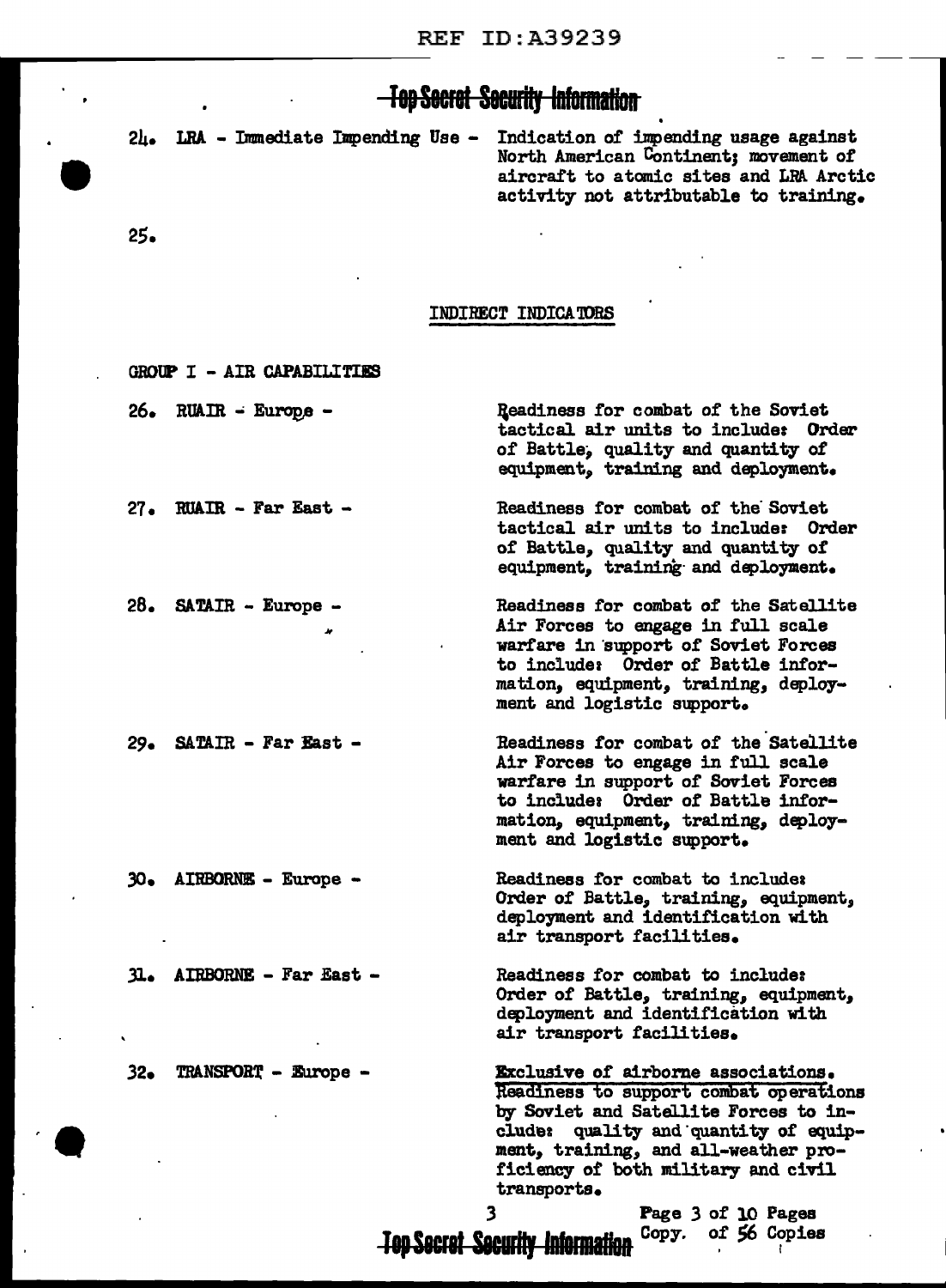24. LRA - Immediate Impending Use - Indication of impending usage against North American Continent; movement of aircraft to atomic sites and LRA Arctic activity not attributable to training.

25.

## INDIRECT INDICATORS

### GROUP I - AIR CAPABILITIES

26. RUAIR - Europe - Readiness for combat of the Soviet tactical air units to include: Order of Battle, quality and quantity of equipment, training and deployment.

27. RUAIR - Far East - Readiness for combat of the Soviet tactical air units to include: Order of Battle, quality and quantity of equipment, training and deployment.

28. SATAIR - Europe - Readiness for combat of the Satellite Air Forces to engage in full scale warfare in support of Soviet Forces to include: Order of Battle information, equipment, training, deployment and logistic support.

29. SATAIR - Far East - Readiness for combat of the Satellite Air Forces to engage in full scale warfare in support of Soviet Forces to include: Order of Battle information, equipment, training, deployment and logistic support.

30. AIRBORNE - Europe - Readiness for combat to include: Order of Battle, training, equipment, deployment and identification with air transport facilities.

31. AIRBORNE - Far East - Readiness for combat to include: Order of Battle, training, equipment, deployment and identification with air transport facilities.

32. TRANSPORT - Europe - Exclusive of airborne associations. Readiness to support combat operations by Soviet and Satellite Forces to include: quality and quantity of equipment, training, and all-weather proficiency of both military and civil transports.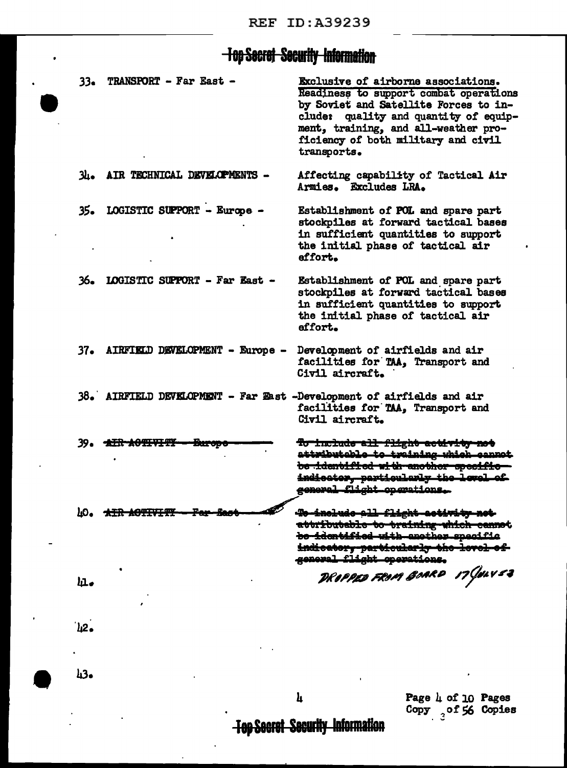| No. | Indicator | Description |
|---|---|---|
| 33. | TRANSPORT - Far East - | Exclusive of airborne associations. Readiness to support combat operations by Soviet and Satellite Forces to include: quality and quantity of equipment, training, and all-weather proficiency of both military and civil transports. |
| 34. | AIR TECHNICAL DEVELOPMENTS - | Affecting capability of Tactical Air Armies. Excludes LRA. |
| 35. | LOGISTIC SUPPORT - Europe - | Establishment of POL and spare part stockpiles at forward tactical bases in sufficient quantities to support the initial phase of tactical air effort. |
| 36. | LOGISTIC SUPPORT - Far East - | Establishment of POL and spare part stockpiles at forward tactical bases in sufficient quantities to support the initial phase of tactical air effort. |
| 37. | AIRFIELD DEVELOPMENT - Europe - | Development of airfields and air facilities for TAA, Transport and Civil aircraft. |
| 38. | AIRFIELD DEVELOPMENT - Far East - | Development of airfields and air facilities for TAA, Transport and Civil aircraft. |
| 39. | ~~AIR ACTIVITY - Europe~~ | ~~To include all flight activity not attributable to training which cannot be identified with another specific indicator, particularly the level of general flight operations.~~ |
| 40. | ~~AIR ACTIVITY - Far East~~ | ~~To include all flight activity not attributable to training which cannot be identified with another specific indicator, particularly the level of general flight operations.~~ |
| | | DROPPED FROM BOARD 17 JULY 53 |
| 41. | | |
| 42. | | |
| 43. | | |

Copy 3 of 56 Copies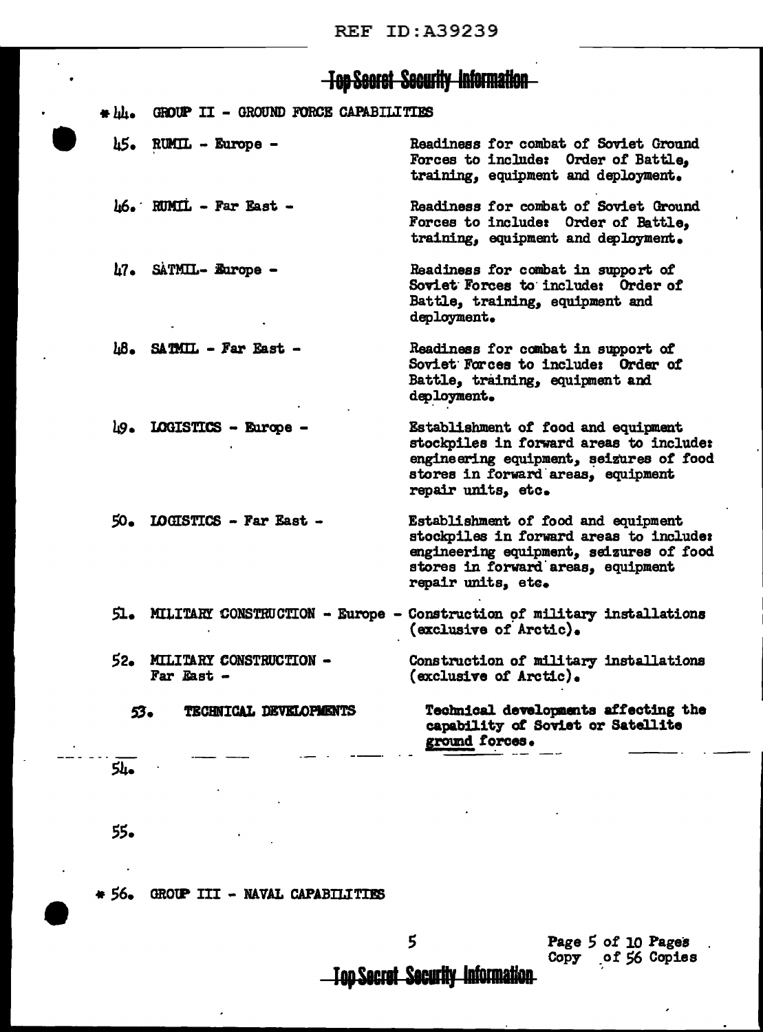Top Secret Security Information

\* 44. GROUP II - GROUND FORCE CAPABILITIES

| | |
|---|---|
| 45. RUMIL - Europe - | Readiness for combat of Soviet Ground Forces to include: Order of Battle, training, equipment and deployment. |
| 46. RUMIL - Far East - | Readiness for combat of Soviet Ground Forces to include: Order of Battle, training, equipment and deployment. |
| 47. SATMIL- Europe - | Readiness for combat in support of Soviet Forces to include: Order of Battle, training, equipment and deployment. |
| 48. SATMIL - Far East - | Readiness for combat in support of Soviet Forces to include: Order of Battle, training, equipment and deployment. |
| 49. LOGISTICS - Europe - | Establishment of food and equipment stockpiles in forward areas to include: engineering equipment, seizures of food stores in forward areas, equipment repair units, etc. |
| 50. LOGISTICS - Far East - | Establishment of food and equipment stockpiles in forward areas to include: engineering equipment, seizures of food stores in forward areas, equipment repair units, etc. |
| 51. MILITARY CONSTRUCTION - Europe - | Construction of military installations (exclusive of Arctic). |
| 52. MILITARY CONSTRUCTION - Far East - | Construction of military installations (exclusive of Arctic). |
| 53. TECHNICAL DEVELOPMENTS | Technical developments affecting the capability of Soviet or Satellite ground forces. |

54.

55.

\* 56. GROUP III - NAVAL CAPABILITIES

Copy of 56 Copies

Top Secret Security Information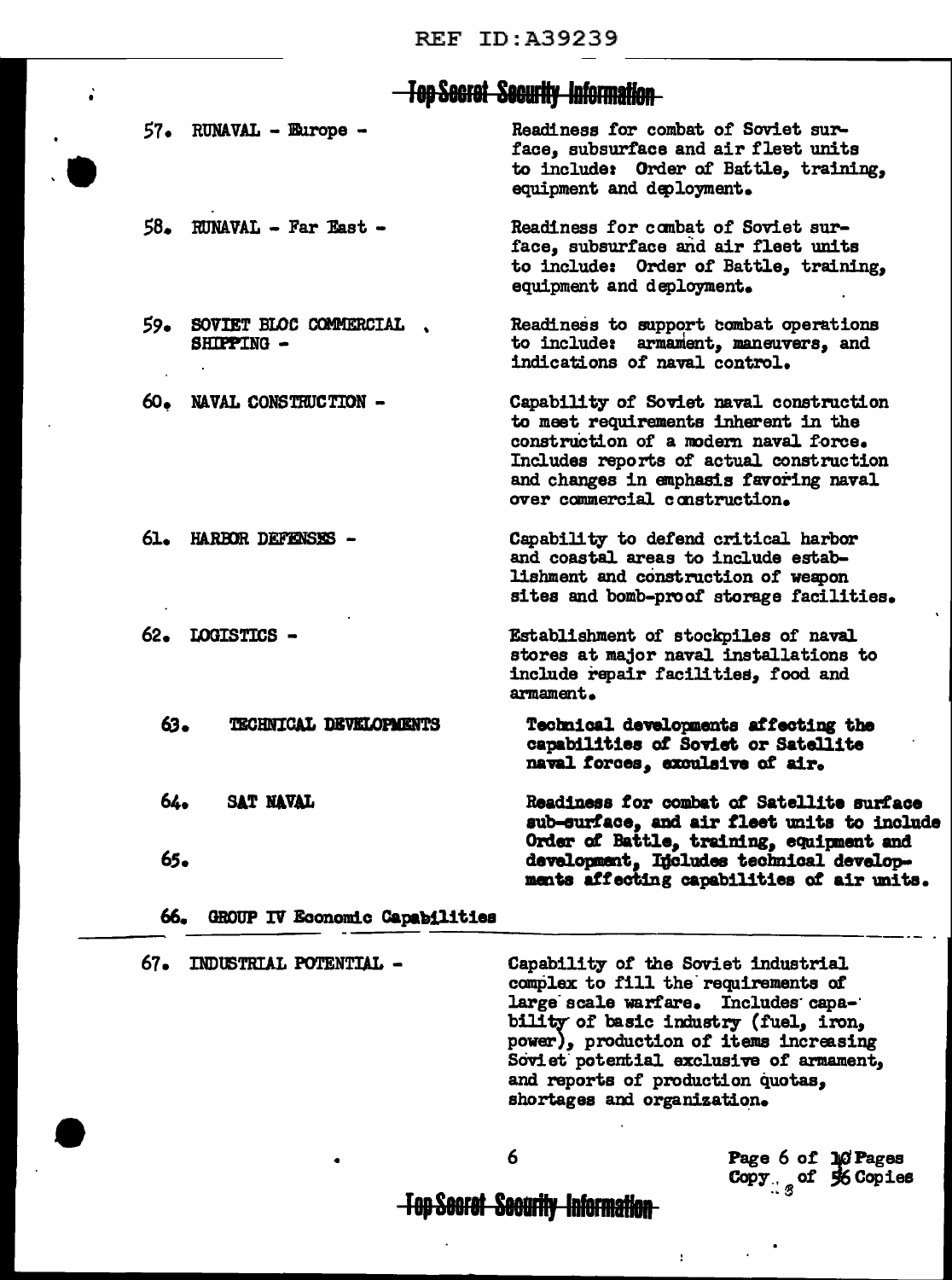**Top Secret Security Information**

57. RUNAVAL - Europe - Readiness for combat of Soviet surface, subsurface and air fleet units to include: Order of Battle, training, equipment and deployment.

58. RUNAVAL - Far East - Readiness for combat of Soviet surface, subsurface and air fleet units to include: Order of Battle, training, equipment and deployment.

59. SOVIET BLOC COMMERCIAL SHIPPING - Readiness to support combat operations to include: armament, maneuvers, and indications of naval control.

60. NAVAL CONSTRUCTION - Capability of Soviet naval construction to meet requirements inherent in the construction of a modern naval force. Includes reports of actual construction and changes in emphasis favoring naval over commercial construction.

61. HARBOR DEFENSES - Capability to defend critical harbor and coastal areas to include establishment and construction of weapon sites and bomb-proof storage facilities.

62. LOGISTICS - Establishment of stockpiles of naval stores at major naval installations to include repair facilities, food and armament.

63. TECHNICAL DEVELOPMENTS - Technical developments affecting the capabilities of Soviet or Satellite naval forces, exculsive of air.

64. SAT NAVAL - Readiness for combat of Satellite surface sub-surface, and air fleet units to include Order of Battle, training, equipment and development, Includes technical developments affecting capabilities of air units.

65.

66. GROUP IV Economic Capabilities

67. INDUSTRIAL POTENTIAL - Capability of the Soviet industrial complex to fill the requirements of large scale warfare. Includes capability of basic industry (fuel, iron, power), production of items increasing Soviet potential exclusive of armament, and reports of production quotas, shortages and organization.

Copy 8 of 56 Copies

**Top Secret Security Information**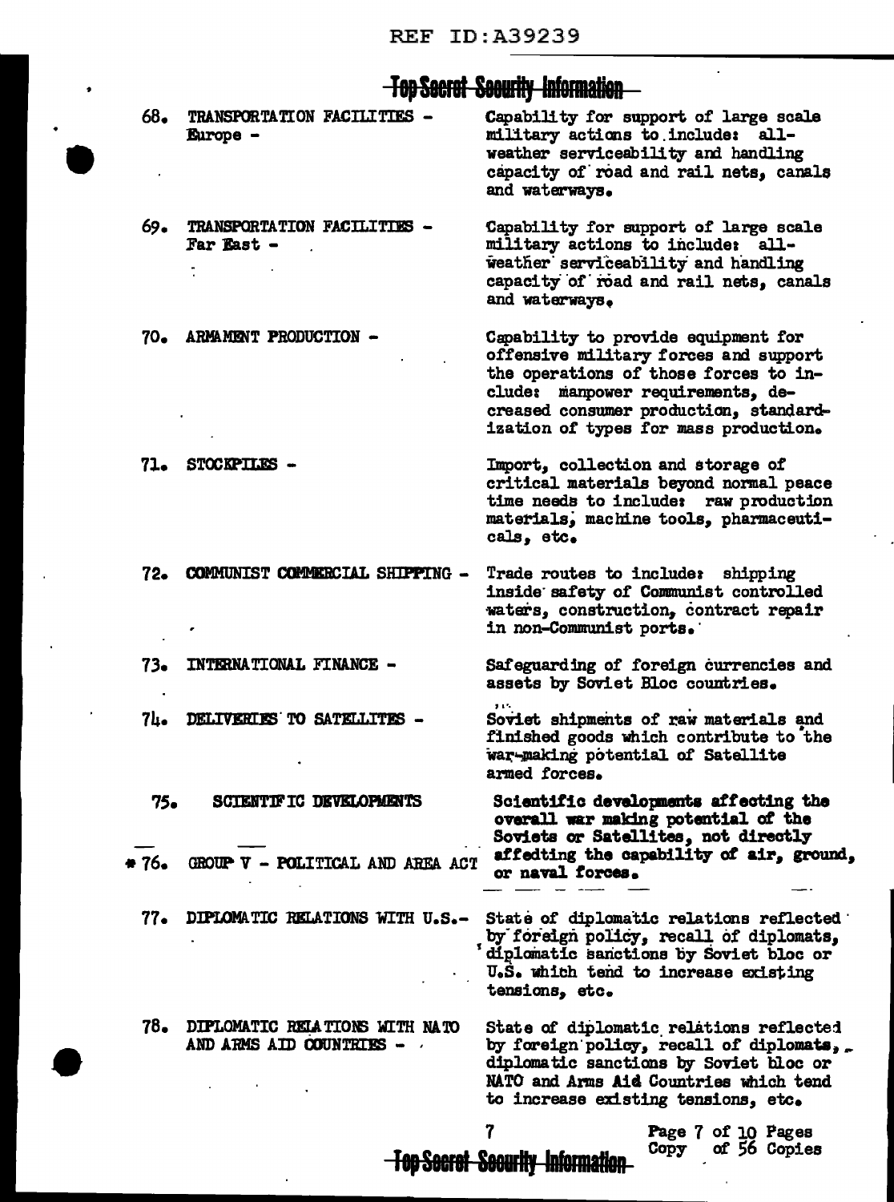**Top Secret Security Information**

68. TRANSPORTATION FACILITIES - Europe - Capability for support of large scale military actions to include: all-weather serviceability and handling capacity of road and rail nets, canals and waterways.

69. TRANSPORTATION FACILITIES - Far East - Capability for support of large scale military actions to include: all-weather serviceability and handling capacity of road and rail nets, canals and waterways.

70. ARMAMENT PRODUCTION - Capability to provide equipment for offensive military forces and support the operations of those forces to include: manpower requirements, decreased consumer production, standardization of types for mass production.

71. STOCKPILES - Import, collection and storage of critical materials beyond normal peace time needs to include: raw production materials, machine tools, pharmaceuticals, etc.

72. COMMUNIST COMMERCIAL SHIPPING - Trade routes to include: shipping inside safety of Communist controlled waters, construction, contract repair in non-Communist ports.

73. INTERNATIONAL FINANCE - Safeguarding of foreign currencies and assets by Soviet Bloc countries.

74. DELIVERIES TO SATELLITES - Soviet shipments of raw materials and finished goods which contribute to the war-making potential of Satellite armed forces.

75. SCIENTIFIC DEVELOPMENTS Scientific developments affecting the overall war making potential of the Soviets or Satellites, not directly affedting the capability of air, ground, or naval forces.

\* 76. GROUP V - POLITICAL AND AREA ACT

77. DIPLOMATIC RELATIONS WITH U.S.- State of diplomatic relations reflected by foreign policy, recall of diplomats, diplomatic sanctions by Soviet bloc or U.S. which tend to increase existing tensions, etc.

78. DIPLOMATIC RELATIONS WITH NATO AND ARMS AID COUNTRIES - State of diplomatic relations reflected by foreign policy, recall of diplomats, diplomatic sanctions by Soviet bloc or NATO and Arms Aid Countries which tend to increase existing tensions, etc.

Copy of 56 Copies

**Top Secret Security Information**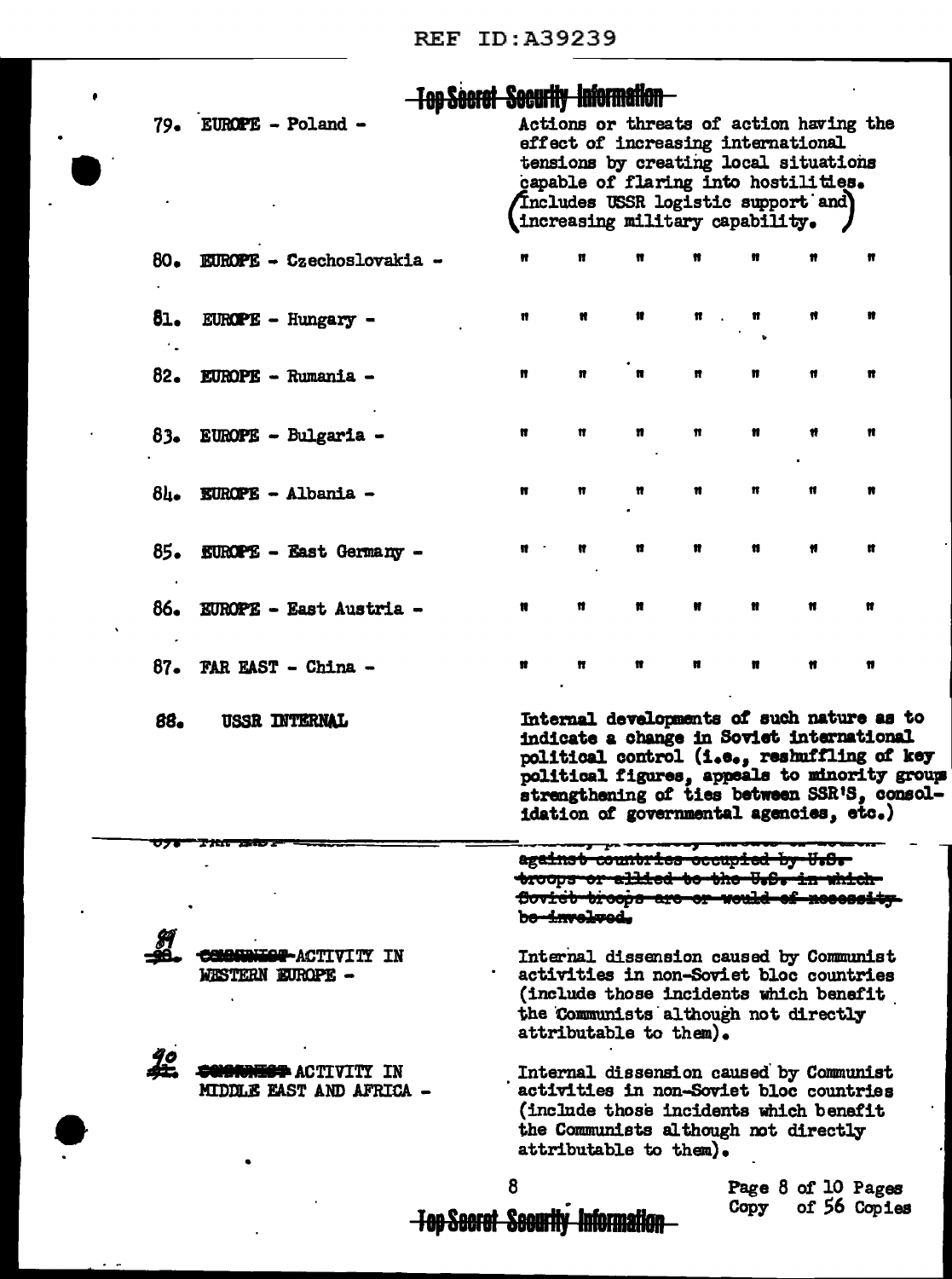Top Secret Security Information

| | |
|---|---|
| 79. EUROPE - Poland - | Actions or threats of action having the effect of increasing international tensions by creating local situations capable of flaring into hostilities. (Includes USSR logistic support and increasing military capability. ) |
| 80. EUROPE - Czechoslovakia - | " " " " " " " |
| 81. EUROPE - Hungary - | " " " " " " " |
| 82. EUROPE - Rumania - | " " " " " " " |
| 83. EUROPE - Bulgaria - | " " " " " " " |
| 84. EUROPE - Albania - | " " " " " " " |
| 85. EUROPE - East Germany - | " " " " " " " |
| 86. EUROPE - East Austria - | " " " " " " " |
| 87. FAR EAST - China - | " " " " " " " |
| 88. USSR INTERNAL | Internal developments of such nature as to indicate a change in Soviet international political control (i.e., reshuffling of key political figures, appeals to minority groups strengthening of ties between SSR'S, consolidation of governmental agencies, etc.) |
| ~~89. FAR EAST -~~ | ~~... against countries occupied by U.S. troops or allied to the U.S. in which Soviet troops are or would of necessity be involved.~~ |
| 89 ~~90.~~ ~~COMMUNIST~~ ACTIVITY IN WESTERN EUROPE - | Internal dissension caused by Communist activities in non-Soviet bloc countries (include those incidents which benefit the Communists although not directly attributable to them). |
| 90 ~~91.~~ ~~COMMUNIST~~ ACTIVITY IN MIDDLE EAST AND AFRICA - | Internal dissension caused by Communist activities in non-Soviet bloc countries (include those incidents which benefit the Communists although not directly attributable to them). |

Copy of 56 Copies

Top Secret Security Information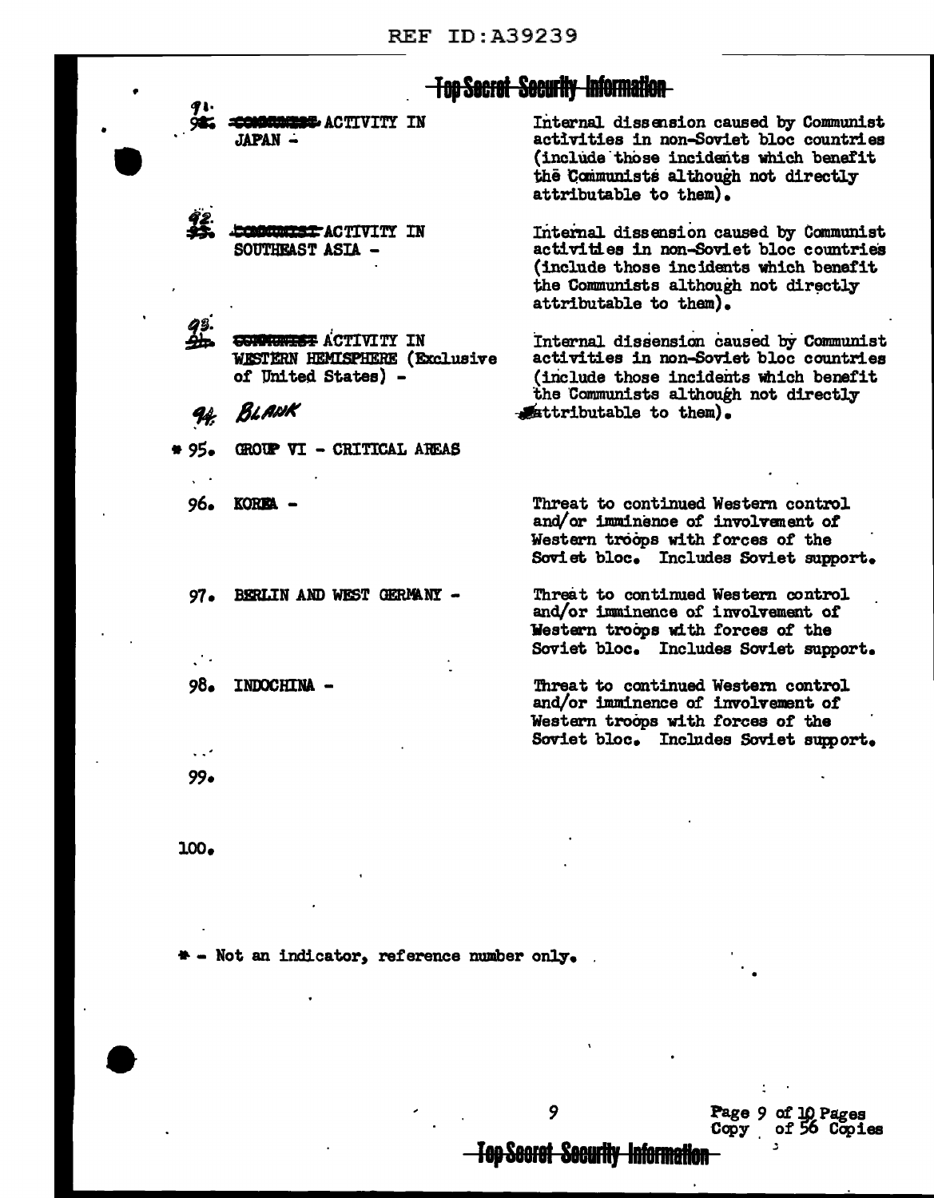Top Secret Security Information

| | |
|---|---|
| 91. ~~COMMUNIST~~ ACTIVITY IN JAPAN - | Internal dissension caused by Communist activities in non-Soviet bloc countries (include those incidents which benefit the Communists although not directly attributable to them). |
| 92. ~~COMMUNIST~~ ACTIVITY IN SOUTHEAST ASIA - | Internal dissension caused by Communist activities in non-Soviet bloc countries (include those incidents which benefit the Communists although not directly attributable to them). |
| 93. ~~COMMUNIST~~ ACTIVITY IN WESTERN HEMISPHERE (Exclusive of United States) - | Internal dissension caused by Communist activities in non-Soviet bloc countries (include those incidents which benefit the Communists although not directly attributable to them). |
| 94. BLANK | |
| * 95. GROUP VI - CRITICAL AREAS | |
| 96. KOREA - | Threat to continued Western control and/or imminence of involvement of Western troops with forces of the Soviet bloc. Includes Soviet support. |
| 97. BERLIN AND WEST GERMANY - | Threat to continued Western control and/or imminence of involvement of Western troops with forces of the Soviet bloc. Includes Soviet support. |
| 98. INDOCHINA - | Threat to continued Western control and/or imminence of involvement of Western troops with forces of the Soviet bloc. Includes Soviet support. |
| 99. | |
| 100. | |

* - Not an indicator, reference number only.

Copy of 56 Copies

Top Secret Security Information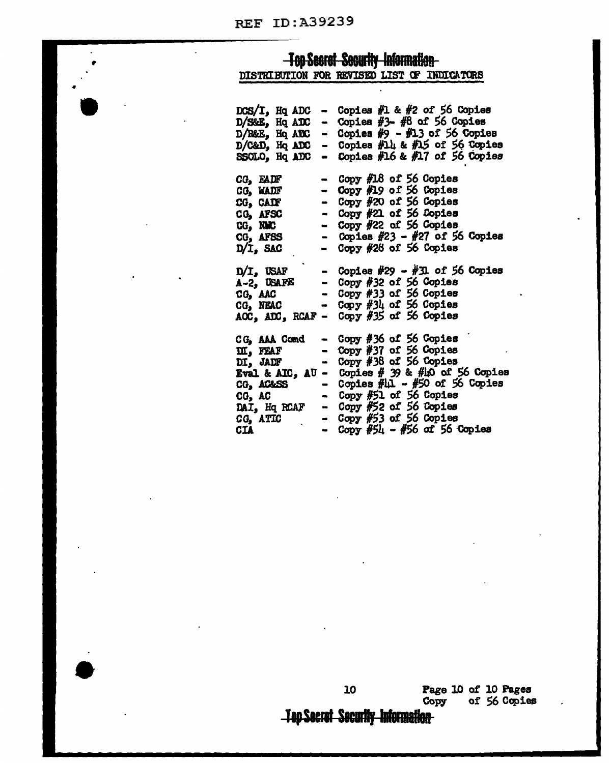DISTRIBUTION FOR REVISED LIST OF INDICATORS

| | | |
|---|---|---|
| DCS/I, Hq ADC | - | Copies #1 & #2 of 56 Copies |
| D/S&E, Hq ADC | - | Copies #3- #8 of 56 Copies |
| D/R&E, Hq ADC | - | Copies #9 - #13 of 56 Copies |
| D/C&D, Hq ADC | - | Copies #14 & #15 of 56 Copies |
| SSOLO, Hq ADC | - | Copies #16 & #17 of 56 Copies |
| CG, EADF | - | Copy #18 of 56 Copies |
| CG, WADF | - | Copy #19 of 56 Copies |
| CG, CADF | - | Copy #20 of 56 Copies |
| CG, AFSC | - | Copy #21 of 56 Copies |
| CG, NWC | - | Copy #22 of 56 Copies |
| CG, AFSS | - | Copies #23 - #27 of 56 Copies |
| D/I, SAC | - | Copy #28 of 56 Copies |
| D/I, USAF | - | Copies #29 - #31 of 56 Copies |
| A-2, USAFE | - | Copy #32 of 56 Copies |
| CG, AAC | - | Copy #33 of 56 Copies |
| CG, NEAC | - | Copy #34 of 56 Copies |
| AOC, ADC, RCAF | - | Copy #35 of 56 Copies |
| CG, AAA Comd | - | Copy #36 of 56 Copies |
| DI, FEAF | - | Copy #37 of 56 Copies |
| DI, JADF | - | Copy #38 of 56 Copies |
| Eval & AIC, AU | - | Copies # 39 & #40 of 56 Copies |
| CG, AC&SS | - | Copies #41 - #50 of 56 Copies |
| CG, AC | - | Copy #51 of 56 Copies |
| DAI, Hq RCAF | - | Copy #52 of 56 Copies |
| CG, ATIC | - | Copy #53 of 56 Copies |
| CIA | - | Copy #54 - #56 of 56 Copies |

Copy of 56 Copies